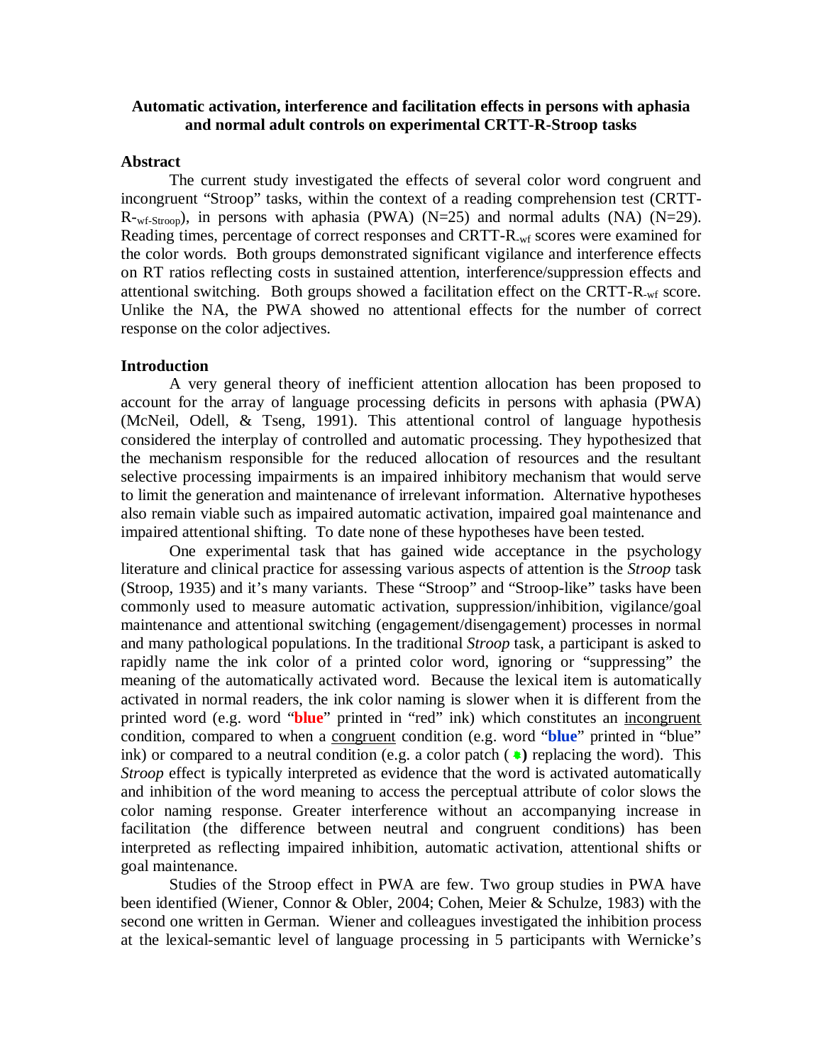# Automatic activation, interference and facilitation effects in persons with aphasia and normal adult controls on experimental CRTT-R-Stroop tasks

## Abstract

The current study investigated the effects of several color word congruent and incongruent "Stroop" tasks, within the context of a reading comprehension test (CRTT-$R_{\text{-wf-Stroop}}$), in persons with aphasia (PWA) (N=25) and normal adults (NA) (N=29). Reading times, percentage of correct responses and CRTT-$R_{\text{-wf}}$ scores were examined for the color words. Both groups demonstrated significant vigilance and interference effects on RT ratios reflecting costs in sustained attention, interference/suppression effects and attentional switching. Both groups showed a facilitation effect on the CRTT-$R_{\text{-wf}}$ score. Unlike the NA, the PWA showed no attentional effects for the number of correct response on the color adjectives.

## Introduction

A very general theory of inefficient attention allocation has been proposed to account for the array of language processing deficits in persons with aphasia (PWA) (McNeil, Odell, & Tseng, 1991). This attentional control of language hypothesis considered the interplay of controlled and automatic processing. They hypothesized that the mechanism responsible for the reduced allocation of resources and the resultant selective processing impairments is an impaired inhibitory mechanism that would serve to limit the generation and maintenance of irrelevant information. Alternative hypotheses also remain viable such as impaired automatic activation, impaired goal maintenance and impaired attentional shifting. To date none of these hypotheses have been tested.

One experimental task that has gained wide acceptance in the psychology literature and clinical practice for assessing various aspects of attention is the *Stroop* task (Stroop, 1935) and it's many variants. These "Stroop" and "Stroop-like" tasks have been commonly used to measure automatic activation, suppression/inhibition, vigilance/goal maintenance and attentional switching (engagement/disengagement) processes in normal and many pathological populations. In the traditional *Stroop* task, a participant is asked to rapidly name the ink color of a printed color word, ignoring or "suppressing" the meaning of the automatically activated word. Because the lexical item is automatically activated in normal readers, the ink color naming is slower when it is different from the printed word (e.g. word "**blue**" printed in "red" ink) which constitutes an <u>incongruent</u> condition, compared to when a <u>congruent</u> condition (e.g. word "**blue**" printed in "blue" ink) or compared to a neutral condition (e.g. a color patch (■) replacing the word). This *Stroop* effect is typically interpreted as evidence that the word is activated automatically and inhibition of the word meaning to access the perceptual attribute of color slows the color naming response. Greater interference without an accompanying increase in facilitation (the difference between neutral and congruent conditions) has been interpreted as reflecting impaired inhibition, automatic activation, attentional shifts or goal maintenance.

Studies of the Stroop effect in PWA are few. Two group studies in PWA have been identified (Wiener, Connor & Obler, 2004; Cohen, Meier & Schulze, 1983) with the second one written in German. Wiener and colleagues investigated the inhibition process at the lexical-semantic level of language processing in 5 participants with Wernicke's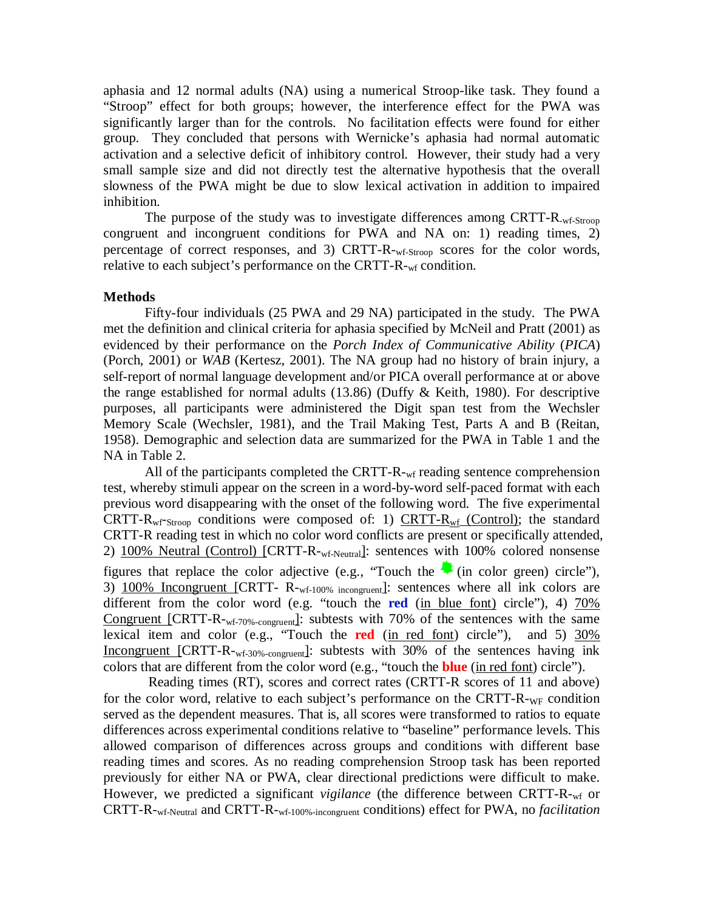aphasia and 12 normal adults (NA) using a numerical Stroop-like task. They found a "Stroop" effect for both groups; however, the interference effect for the PWA was significantly larger than for the controls. No facilitation effects were found for either group. They concluded that persons with Wernicke's aphasia had normal automatic activation and a selective deficit of inhibitory control. However, their study had a very small sample size and did not directly test the alternative hypothesis that the overall slowness of the PWA might be due to slow lexical activation in addition to impaired inhibition.

The purpose of the study was to investigate differences among CRTT-R$_{\text{wf-Stroop}}$ congruent and incongruent conditions for PWA and NA on: 1) reading times, 2) percentage of correct responses, and 3) CRTT-R-$_{\text{wf-Stroop}}$ scores for the color words, relative to each subject's performance on the CRTT-R-$_{\text{wf}}$ condition.

## Methods

Fifty-four individuals (25 PWA and 29 NA) participated in the study. The PWA met the definition and clinical criteria for aphasia specified by McNeil and Pratt (2001) as evidenced by their performance on the *Porch Index of Communicative Ability* (*PICA*) (Porch, 2001) or *WAB* (Kertesz, 2001). The NA group had no history of brain injury, a self-report of normal language development and/or PICA overall performance at or above the range established for normal adults (13.86) (Duffy & Keith, 1980). For descriptive purposes, all participants were administered the Digit span test from the Wechsler Memory Scale (Wechsler, 1981), and the Trail Making Test, Parts A and B (Reitan, 1958). Demographic and selection data are summarized for the PWA in Table 1 and the NA in Table 2.

All of the participants completed the CRTT-R-$_{\text{wf}}$ reading sentence comprehension test, whereby stimuli appear on the screen in a word-by-word self-paced format with each previous word disappearing with the onset of the following word. The five experimental CRTT-R$_{\text{wf-Stroop}}$ conditions were composed of: 1) CRTT-R$_{\text{wf}}$ (Control); the standard CRTT-R reading test in which no color word conflicts are present or specifically attended, 2) 100% Neutral (Control) [CRTT-R-$_{\text{wf-Neutral}}$]: sentences with 100% colored nonsense figures that replace the color adjective (e.g., "Touch the ✱ (in color green) circle"), 3) 100% Incongruent [CRTT- R-$_{\text{wf-100\% incongruent}}$]: sentences where all ink colors are different from the color word (e.g. "touch the **red** (in blue font) circle"), 4) 70% Congruent [CRTT-R-$_{\text{wf-70\%-congruent}}$]: subtests with 70% of the sentences with the same lexical item and color (e.g., "Touch the **red** (in red font) circle"), and 5) 30% Incongruent [CRTT-R-$_{\text{wf-30\%-congruent}}$]: subtests with 30% of the sentences having ink colors that are different from the color word (e.g., "touch the **blue** (in red font) circle").

Reading times (RT), scores and correct rates (CRTT-R scores of 11 and above) for the color word, relative to each subject's performance on the CRTT-R-$_{\text{WF}}$ condition served as the dependent measures. That is, all scores were transformed to ratios to equate differences across experimental conditions relative to "baseline" performance levels. This allowed comparison of differences across groups and conditions with different base reading times and scores. As no reading comprehension Stroop task has been reported previously for either NA or PWA, clear directional predictions were difficult to make. However, we predicted a significant *vigilance* (the difference between CRTT-R-$_{\text{wf}}$ or CRTT-R-$_{\text{wf-Neutral}}$ and CRTT-R-$_{\text{wf-100\%-incongruent}}$ conditions) effect for PWA, no *facilitation*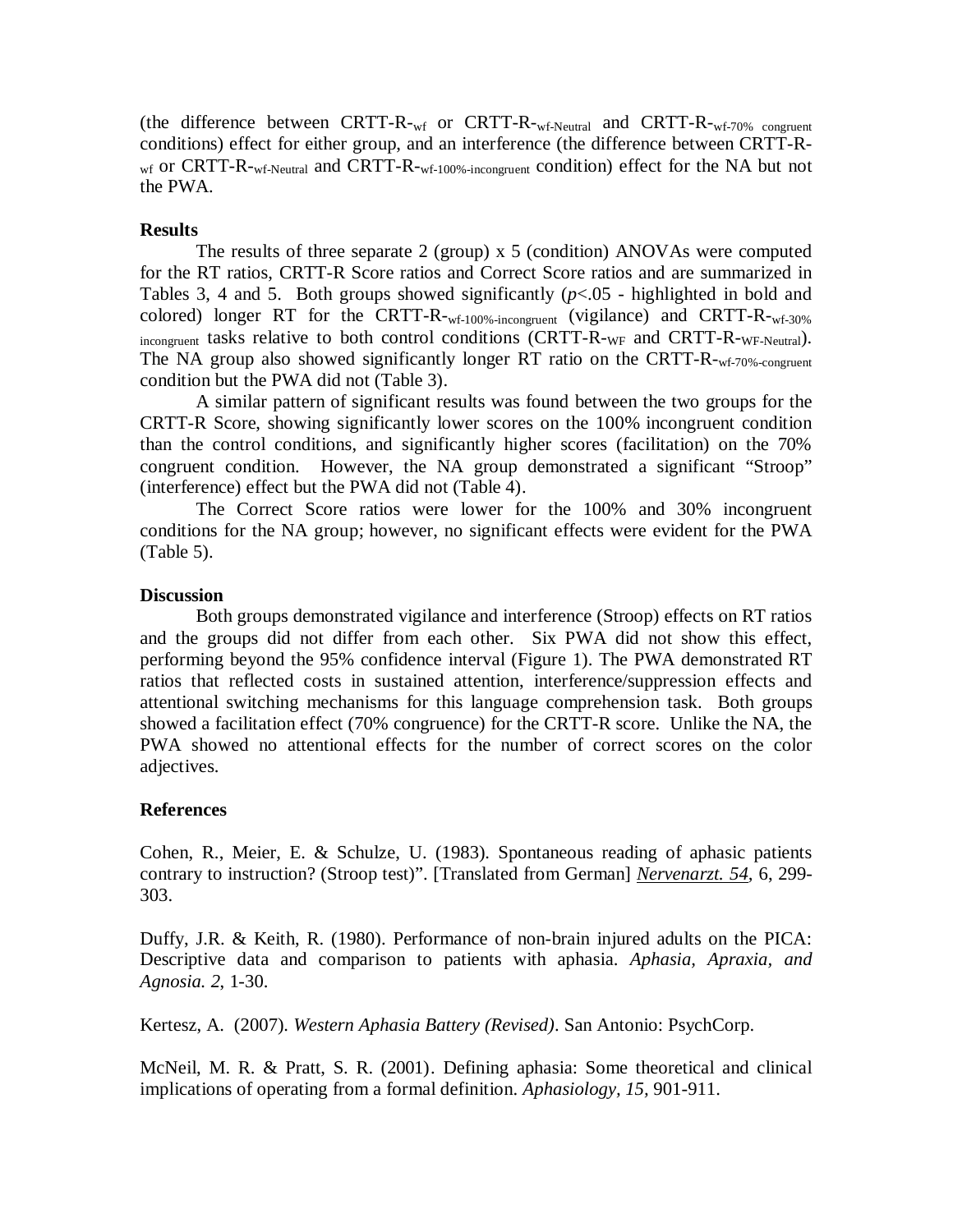(the difference between CRTT-R-$_{wf}$ or CRTT-R-$_{wf\text{-}Neutral}$ and CRTT-R-$_{wf\text{-}70\%\ congruent}$ conditions) effect for either group, and an interference (the difference between CRTT-R-$_{wf}$ or CRTT-R-$_{wf\text{-}Neutral}$ and CRTT-R-$_{wf\text{-}100\%\text{-}incongruent}$ condition) effect for the NA but not the PWA.

### Results

The results of three separate 2 (group) x 5 (condition) ANOVAs were computed for the RT ratios, CRTT-R Score ratios and Correct Score ratios and are summarized in Tables 3, 4 and 5. Both groups showed significantly ($p$<.05 - highlighted in bold and colored) longer RT for the CRTT-R-$_{wf\text{-}100\%\text{-}incongruent}$ (vigilance) and CRTT-R-$_{wf\text{-}30\%\ incongruent}$ tasks relative to both control conditions (CRTT-R-$_{WF}$ and CRTT-R-$_{WF\text{-}Neutral}$). The NA group also showed significantly longer RT ratio on the CRTT-R-$_{wf\text{-}70\%\text{-}congruent}$ condition but the PWA did not (Table 3).

A similar pattern of significant results was found between the two groups for the CRTT-R Score, showing significantly lower scores on the 100% incongruent condition than the control conditions, and significantly higher scores (facilitation) on the 70% congruent condition. However, the NA group demonstrated a significant "Stroop" (interference) effect but the PWA did not (Table 4).

The Correct Score ratios were lower for the 100% and 30% incongruent conditions for the NA group; however, no significant effects were evident for the PWA (Table 5).

### Discussion

Both groups demonstrated vigilance and interference (Stroop) effects on RT ratios and the groups did not differ from each other. Six PWA did not show this effect, performing beyond the 95% confidence interval (Figure 1). The PWA demonstrated RT ratios that reflected costs in sustained attention, interference/suppression effects and attentional switching mechanisms for this language comprehension task. Both groups showed a facilitation effect (70% congruence) for the CRTT-R score. Unlike the NA, the PWA showed no attentional effects for the number of correct scores on the color adjectives.

### References

Cohen, R., Meier, E. & Schulze, U. (1983). Spontaneous reading of aphasic patients contrary to instruction? (Stroop test)". [Translated from German] *Nervenarzt. 54*, 6, 299-303.

Duffy, J.R. & Keith, R. (1980). Performance of non-brain injured adults on the PICA: Descriptive data and comparison to patients with aphasia. *Aphasia, Apraxia, and Agnosia. 2*, 1-30.

Kertesz, A. (2007). *Western Aphasia Battery (Revised)*. San Antonio: PsychCorp.

McNeil, M. R. & Pratt, S. R. (2001). Defining aphasia: Some theoretical and clinical implications of operating from a formal definition. *Aphasiology, 15*, 901-911.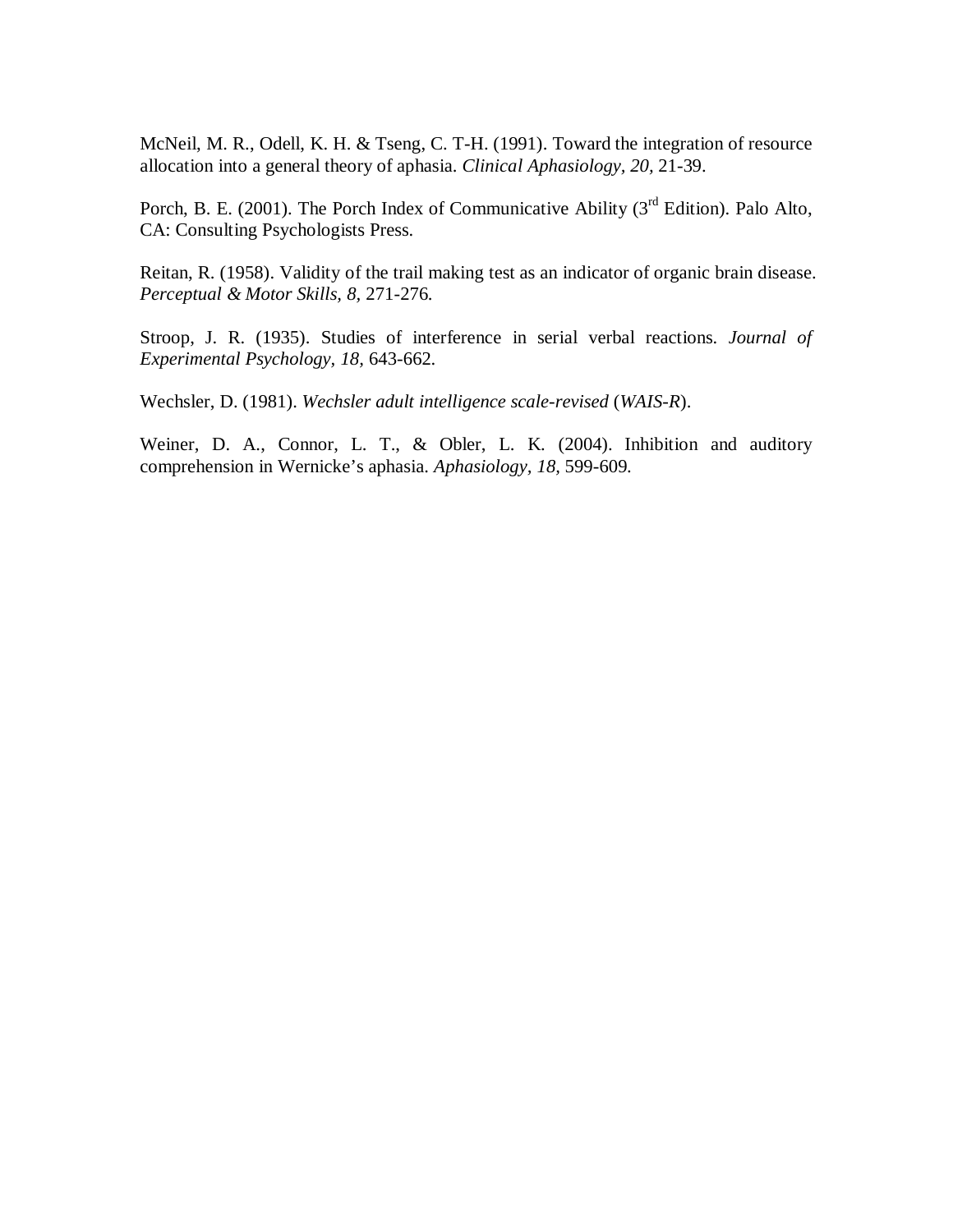McNeil, M. R., Odell, K. H. & Tseng, C. T-H. (1991). Toward the integration of resource allocation into a general theory of aphasia. *Clinical Aphasiology, 20,* 21-39.

Porch, B. E. (2001). The Porch Index of Communicative Ability (3rd Edition). Palo Alto, CA: Consulting Psychologists Press.

Reitan, R. (1958). Validity of the trail making test as an indicator of organic brain disease. *Perceptual & Motor Skills, 8,* 271-276.

Stroop, J. R. (1935). Studies of interference in serial verbal reactions. *Journal of Experimental Psychology, 18,* 643-662.

Wechsler, D. (1981). *Wechsler adult intelligence scale-revised* (*WAIS-R*).

Weiner, D. A., Connor, L. T., & Obler, L. K. (2004). Inhibition and auditory comprehension in Wernicke's aphasia. *Aphasiology, 18,* 599-609.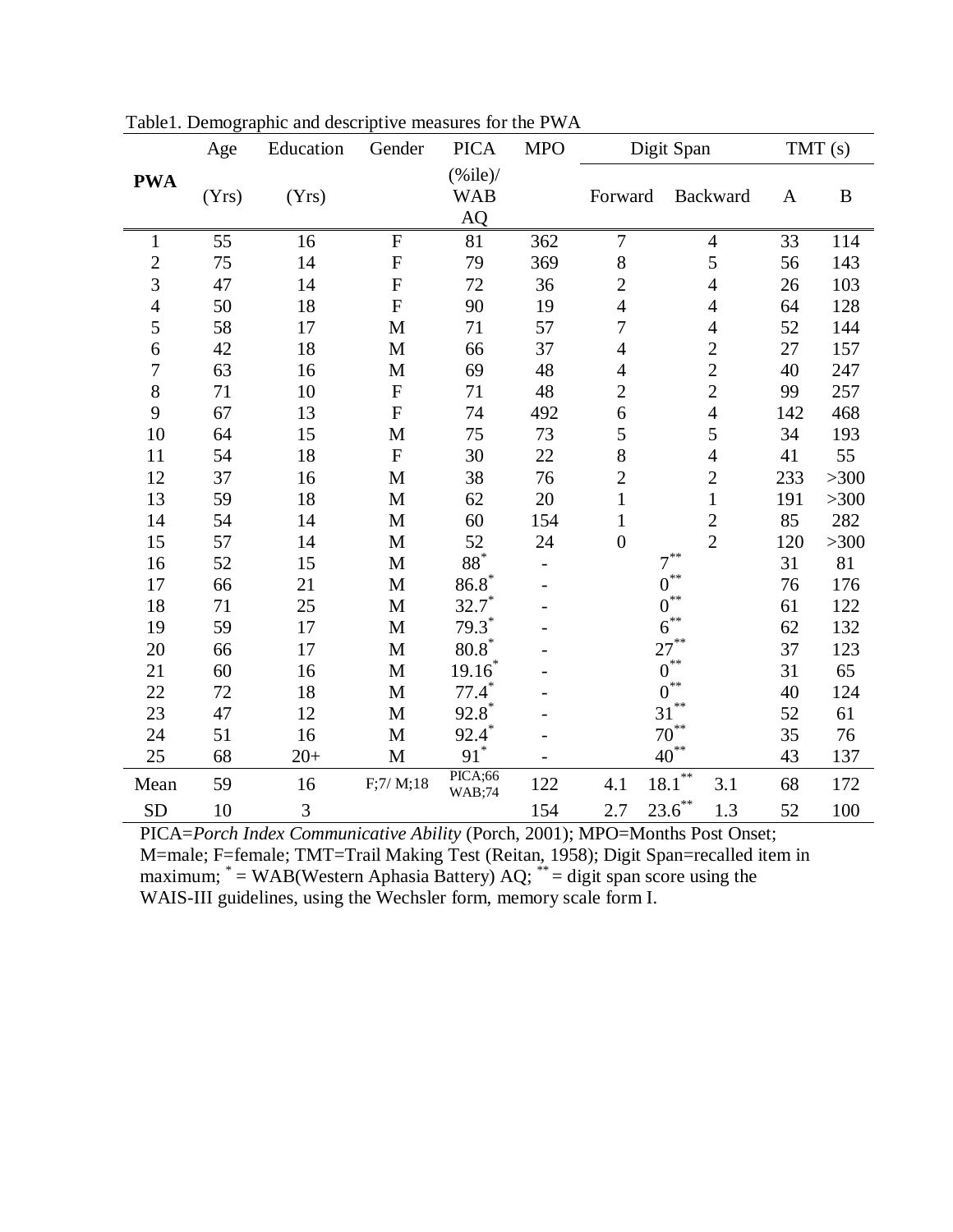Table1. Demographic and descriptive measures for the PWA

| PWA | Age (Yrs) | Education (Yrs) | Gender | PICA (%ile)/ WAB AQ | MPO | Digit Span Forward | | Digit Span Backward | TMT (s) A | TMT (s) B |
|---|---|---|---|---|---|---|---|---|---|---|
| 1 | 55 | 16 | F | 81 | 362 | 7 | | 4 | 33 | 114 |
| 2 | 75 | 14 | F | 79 | 369 | 8 | | 5 | 56 | 143 |
| 3 | 47 | 14 | F | 72 | 36 | 2 | | 4 | 26 | 103 |
| 4 | 50 | 18 | F | 90 | 19 | 4 | | 4 | 64 | 128 |
| 5 | 58 | 17 | M | 71 | 57 | 7 | | 4 | 52 | 144 |
| 6 | 42 | 18 | M | 66 | 37 | 4 | | 2 | 27 | 157 |
| 7 | 63 | 16 | M | 69 | 48 | 4 | | 2 | 40 | 247 |
| 8 | 71 | 10 | F | 71 | 48 | 2 | | 2 | 99 | 257 |
| 9 | 67 | 13 | F | 74 | 492 | 6 | | 4 | 142 | 468 |
| 10 | 64 | 15 | M | 75 | 73 | 5 | | 5 | 34 | 193 |
| 11 | 54 | 18 | F | 30 | 22 | 8 | | 4 | 41 | 55 |
| 12 | 37 | 16 | M | 38 | 76 | 2 | | 2 | 233 | >300 |
| 13 | 59 | 18 | M | 62 | 20 | 1 | | 1 | 191 | >300 |
| 14 | 54 | 14 | M | 60 | 154 | 1 | | 2 | 85 | 282 |
| 15 | 57 | 14 | M | 52 | 24 | 0 | | 2 | 120 | >300 |
| 16 | 52 | 15 | M | 88* | - | | 7** | | 31 | 81 |
| 17 | 66 | 21 | M | 86.8* | - | | 0** | | 76 | 176 |
| 18 | 71 | 25 | M | 32.7* | - | | 0** | | 61 | 122 |
| 19 | 59 | 17 | M | 79.3* | - | | 6** | | 62 | 132 |
| 20 | 66 | 17 | M | 80.8* | - | | 27** | | 37 | 123 |
| 21 | 60 | 16 | M | 19.16* | - | | 0** | | 31 | 65 |
| 22 | 72 | 18 | M | 77.4* | - | | 0** | | 40 | 124 |
| 23 | 47 | 12 | M | 92.8* | - | | 31** | | 52 | 61 |
| 24 | 51 | 16 | M | 92.4* | - | | 70** | | 35 | 76 |
| 25 | 68 | 20+ | M | 91* | - | | 40** | | 43 | 137 |
| Mean | 59 | 16 | F;7/ M;18 | PICA;66 WAB;74 | 122 | 4.1 | 18.1** | 3.1 | 68 | 172 |
| SD | 10 | 3 | | | 154 | 2.7 | 23.6** | 1.3 | 52 | 100 |

PICA=*Porch Index Communicative Ability* (Porch, 2001); MPO=Months Post Onset; M=male; F=female; TMT=Trail Making Test (Reitan, 1958); Digit Span=recalled item in maximum; * = WAB(Western Aphasia Battery) AQ; ** = digit span score using the WAIS-III guidelines, using the Wechsler form, memory scale form I.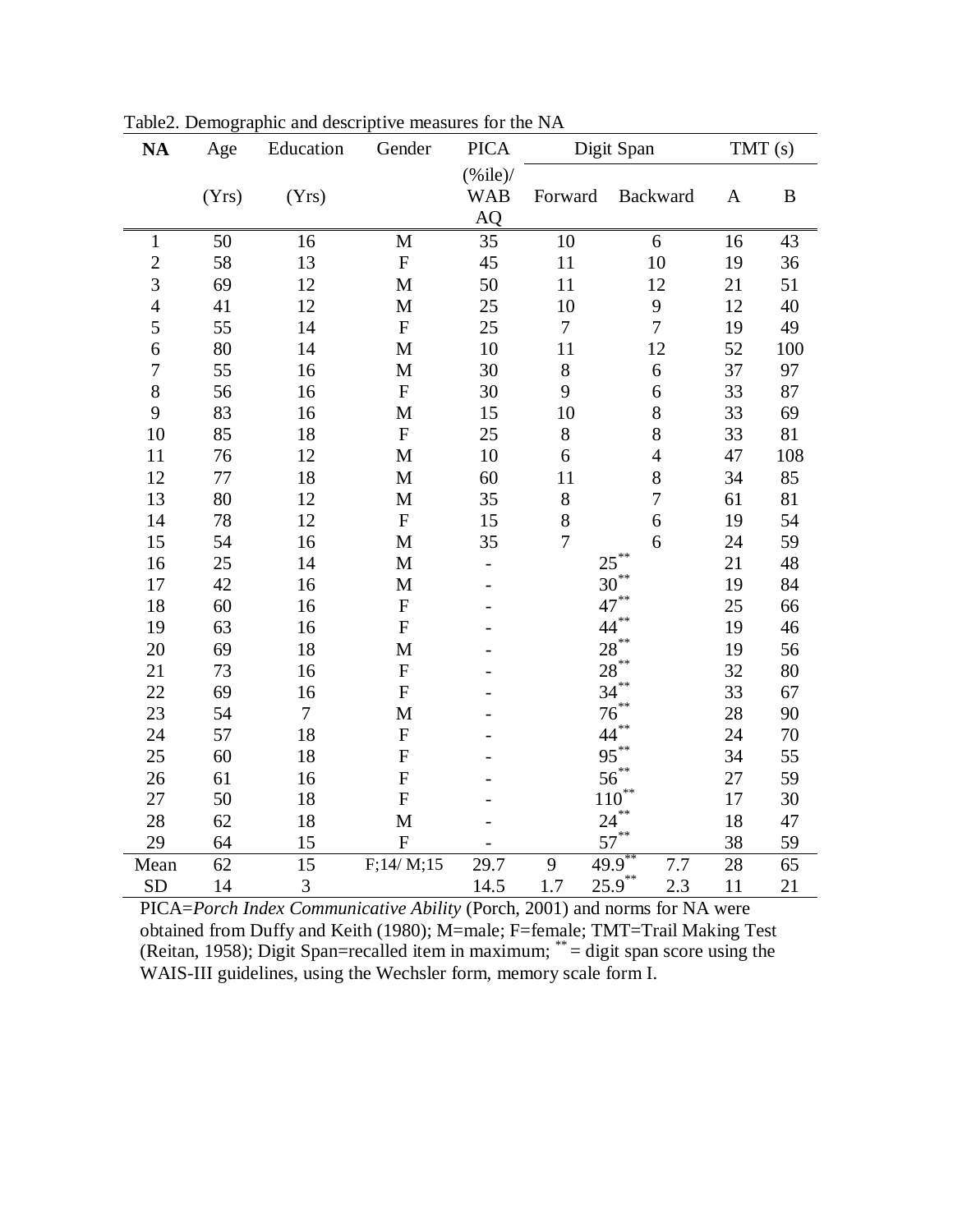Table2. Demographic and descriptive measures for the NA

| NA | Age (Yrs) | Education (Yrs) | Gender | PICA (%ile)/ WAB AQ | Digit Span | | TMT (s) | |
|---|---|---|---|---|---|---|---|---|
| | | | | | Forward | Backward | A | B |
| 1 | 50 | 16 | M | 35 | 10 | 6 | 16 | 43 |
| 2 | 58 | 13 | F | 45 | 11 | 10 | 19 | 36 |
| 3 | 69 | 12 | M | 50 | 11 | 12 | 21 | 51 |
| 4 | 41 | 12 | M | 25 | 10 | 9 | 12 | 40 |
| 5 | 55 | 14 | F | 25 | 7 | 7 | 19 | 49 |
| 6 | 80 | 14 | M | 10 | 11 | 12 | 52 | 100 |
| 7 | 55 | 16 | M | 30 | 8 | 6 | 37 | 97 |
| 8 | 56 | 16 | F | 30 | 9 | 6 | 33 | 87 |
| 9 | 83 | 16 | M | 15 | 10 | 8 | 33 | 69 |
| 10 | 85 | 18 | F | 25 | 8 | 8 | 33 | 81 |
| 11 | 76 | 12 | M | 10 | 6 | 4 | 47 | 108 |
| 12 | 77 | 18 | M | 60 | 11 | 8 | 34 | 85 |
| 13 | 80 | 12 | M | 35 | 8 | 7 | 61 | 81 |
| 14 | 78 | 12 | F | 15 | 8 | 6 | 19 | 54 |
| 15 | 54 | 16 | M | 35 | 7 | 6 | 24 | 59 |
| 16 | 25 | 14 | M | - | 25** | | 21 | 48 |
| 17 | 42 | 16 | M | - | 30** | | 19 | 84 |
| 18 | 60 | 16 | F | - | 47** | | 25 | 66 |
| 19 | 63 | 16 | F | - | 44** | | 19 | 46 |
| 20 | 69 | 18 | M | - | 28** | | 19 | 56 |
| 21 | 73 | 16 | F | - | 28** | | 32 | 80 |
| 22 | 69 | 16 | F | - | 34** | | 33 | 67 |
| 23 | 54 | 7 | M | - | 76** | | 28 | 90 |
| 24 | 57 | 18 | F | - | 44** | | 24 | 70 |
| 25 | 60 | 18 | F | - | 95** | | 34 | 55 |
| 26 | 61 | 16 | F | - | 56** | | 27 | 59 |
| 27 | 50 | 18 | F | - | 110** | | 17 | 30 |
| 28 | 62 | 18 | M | - | 24** | | 18 | 47 |
| 29 | 64 | 15 | F | - | 57** | | 38 | 59 |
| Mean | 62 | 15 | F;14/ M;15 | 29.7 | 9 49.9** | 7.7 | 28 | 65 |
| SD | 14 | 3 | | 14.5 | 1.7 25.9** | 2.3 | 11 | 21 |

PICA=*Porch Index Communicative Ability* (Porch, 2001) and norms for NA were obtained from Duffy and Keith (1980); M=male; F=female; TMT=Trail Making Test (Reitan, 1958); Digit Span=recalled item in maximum; ** = digit span score using the WAIS-III guidelines, using the Wechsler form, memory scale form I.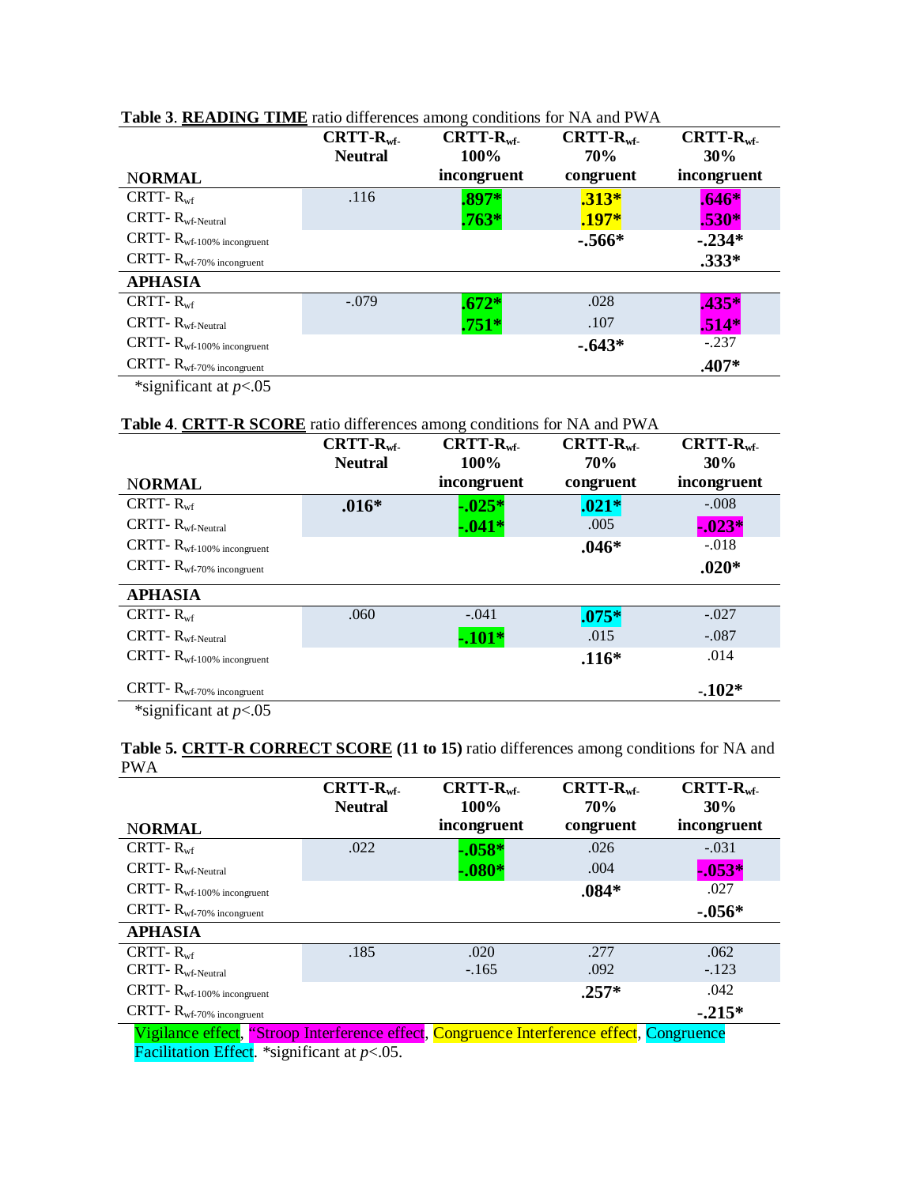**Table 3**. **READING TIME** ratio differences among conditions for NA and PWA

| | $CRTT\text{-}R_{wf\text{-}}$ Neutral | $CRTT\text{-}R_{wf\text{-}}$ 100% incongruent | $CRTT\text{-}R_{wf\text{-}}$ 70% congruent | $CRTT\text{-}R_{wf\text{-}}$ 30% incongruent |
|---|---|---|---|---|
| **NORMAL** | | | | |
| $CRTT\text{-}R_{wf}$ | .116 | **.897*** | **.313*** | **.646*** |
| $CRTT\text{-}R_{wf\text{-}Neutral}$ | | **.763*** | **.197*** | **.530*** |
| $CRTT\text{-}R_{wf\text{-}100\%\ incongruent}$ | | | **-.566*** | **-.234*** |
| $CRTT\text{-}R_{wf\text{-}70\%\ incongruent}$ | | | | **.333*** |
| **APHASIA** | | | | |
| $CRTT\text{-}R_{wf}$ | -.079 | **.672*** | .028 | **.435*** |
| $CRTT\text{-}R_{wf\text{-}Neutral}$ | | **.751*** | .107 | **.514*** |
| $CRTT\text{-}R_{wf\text{-}100\%\ incongruent}$ | | | **-.643*** | -.237 |
| $CRTT\text{-}R_{wf\text{-}70\%\ incongruent}$ | | | | **.407*** |

*significant at $p$<.05

**Table 4**. **CRTT-R SCORE** ratio differences among conditions for NA and PWA

| | $CRTT\text{-}R_{wf\text{-}}$ Neutral | $CRTT\text{-}R_{wf\text{-}}$ 100% incongruent | $CRTT\text{-}R_{wf\text{-}}$ 70% congruent | $CRTT\text{-}R_{wf\text{-}}$ 30% incongruent |
|---|---|---|---|---|
| **NORMAL** | | | | |
| $CRTT\text{-}R_{wf}$ | **.016*** | **-.025*** | **.021*** | -.008 |
| $CRTT\text{-}R_{wf\text{-}Neutral}$ | | **-.041*** | .005 | **-.023*** |
| $CRTT\text{-}R_{wf\text{-}100\%\ incongruent}$ | | | **.046*** | -.018 |
| $CRTT\text{-}R_{wf\text{-}70\%\ incongruent}$ | | | | **.020*** |
| **APHASIA** | | | | |
| $CRTT\text{-}R_{wf}$ | .060 | -.041 | **.075*** | -.027 |
| $CRTT\text{-}R_{wf\text{-}Neutral}$ | | **-.101*** | .015 | -.087 |
| $CRTT\text{-}R_{wf\text{-}100\%\ incongruent}$ | | | **.116*** | .014 |
| $CRTT\text{-}R_{wf\text{-}70\%\ incongruent}$ | | | | **-.102*** |

*significant at $p$<.05

**Table 5. CRTT-R CORRECT SCORE (11 to 15)** ratio differences among conditions for NA and PWA

| | $CRTT\text{-}R_{wf\text{-}}$ Neutral | $CRTT\text{-}R_{wf\text{-}}$ 100% incongruent | $CRTT\text{-}R_{wf\text{-}}$ 70% congruent | $CRTT\text{-}R_{wf\text{-}}$ 30% incongruent |
|---|---|---|---|---|
| **NORMAL** | | | | |
| $CRTT\text{-}R_{wf}$ | .022 | **-.058*** | .026 | -.031 |
| $CRTT\text{-}R_{wf\text{-}Neutral}$ | | **-.080*** | .004 | **-.053*** |
| $CRTT\text{-}R_{wf\text{-}100\%\ incongruent}$ | | | **.084*** | .027 |
| $CRTT\text{-}R_{wf\text{-}70\%\ incongruent}$ | | | | **-.056*** |
| **APHASIA** | | | | |
| $CRTT\text{-}R_{wf}$ | .185 | .020 | .277 | .062 |
| $CRTT\text{-}R_{wf\text{-}Neutral}$ | | -.165 | .092 | -.123 |
| $CRTT\text{-}R_{wf\text{-}100\%\ incongruent}$ | | | **.257*** | .042 |
| $CRTT\text{-}R_{wf\text{-}70\%\ incongruent}$ | | | | **-.215*** |

Vigilance effect, "Stroop Interference effect, Congruence Interference effect, Congruence Facilitation Effect. *significant at $p$<.05.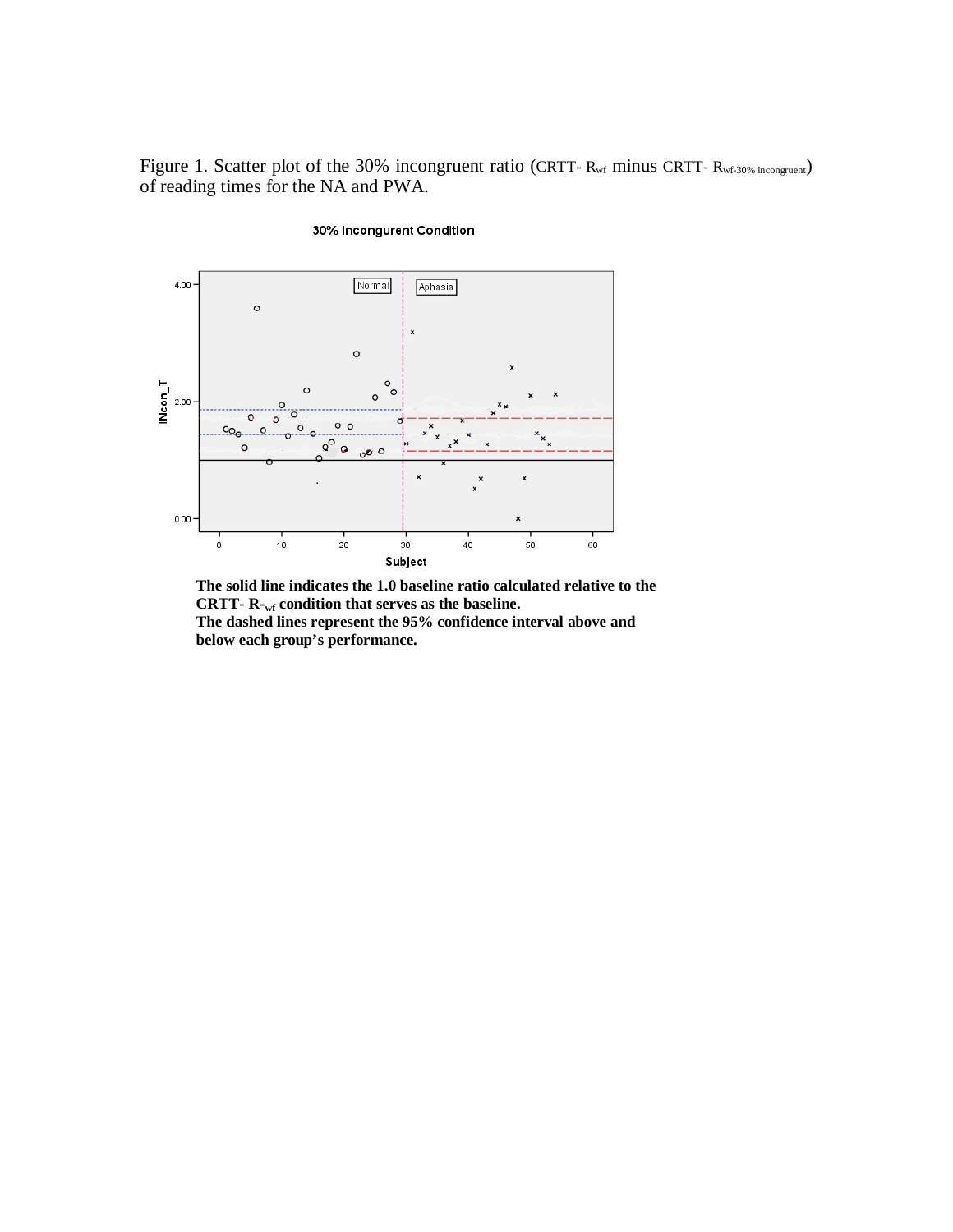Figure 1. Scatter plot of the 30% incongruent ratio (CRTT- $R_{wf}$ minus CRTT- $R_{wf\text{-}30\%\ incongruent}$) of reading times for the NA and PWA.

30% Incongurent Condition

Normal

Aphasia

INcon_T

4.00

2.00

0.00

0

10

20

30

40

50

60

Subject

**The solid line indicates the 1.0 baseline ratio calculated relative to the CRTT- R-$_{wf}$ condition that serves as the baseline.**
**The dashed lines represent the 95% confidence interval above and below each group's performance.**